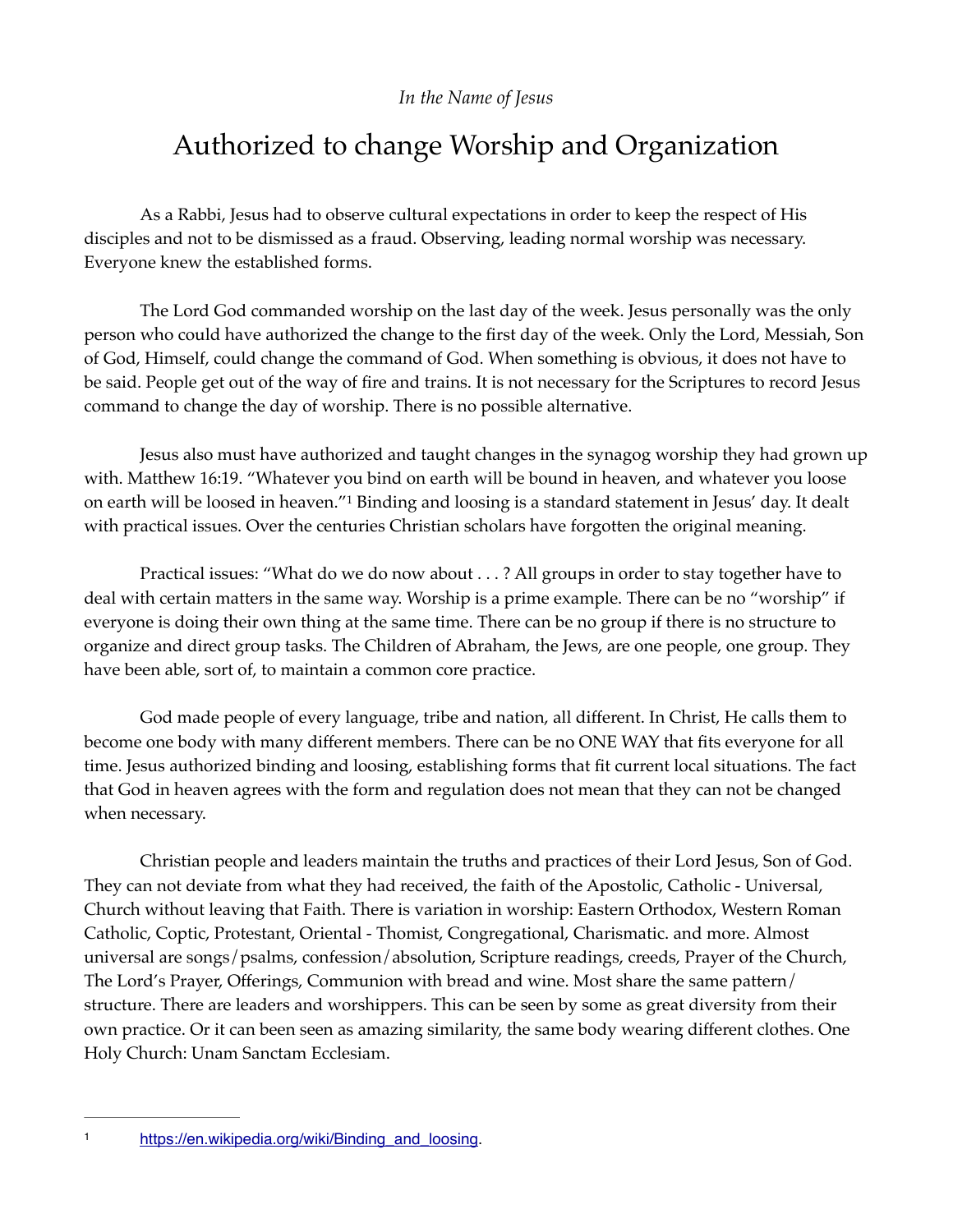*In the Name of Jesus*

# Authorized to change Worship and Organization

As a Rabbi, Jesus had to observe cultural expectations in order to keep the respect of His disciples and not to be dismissed as a fraud. Observing, leading normal worship was necessary. Everyone knew the established forms.

The Lord God commanded worship on the last day of the week. Jesus personally was the only person who could have authorized the change to the first day of the week. Only the Lord, Messiah, Son of God, Himself, could change the command of God. When something is obvious, it does not have to be said. People get out of the way of fire and trains. It is not necessary for the Scriptures to record Jesus command to change the day of worship. There is no possible alternative.

Jesus also must have authorized and taught changes in the synagog worship they had grown up with. Matthew 16:19. "Whatever you bind on earth will be bound in heaven, and whatever you loose on earth will be loosed in heaven."[1] Binding and loosing is a standard statement in Jesus' day. It dealt with practical issues. Over the centuries Christian scholars have forgotten the original meaning.

Practical issues: "What do we do now about . . . ? All groups in order to stay together have to deal with certain matters in the same way. Worship is a prime example. There can be no "worship" if everyone is doing their own thing at the same time. There can be no group if there is no structure to organize and direct group tasks. The Children of Abraham, the Jews, are one people, one group. They have been able, sort of, to maintain a common core practice.

God made people of every language, tribe and nation, all different. In Christ, He calls them to become one body with many different members. There can be no ONE WAY that fits everyone for all time. Jesus authorized binding and loosing, establishing forms that fit current local situations. The fact that God in heaven agrees with the form and regulation does not mean that they can not be changed when necessary.

Christian people and leaders maintain the truths and practices of their Lord Jesus, Son of God. They can not deviate from what they had received, the faith of the Apostolic, Catholic - Universal, Church without leaving that Faith. There is variation in worship: Eastern Orthodox, Western Roman Catholic, Coptic, Protestant, Oriental - Thomist, Congregational, Charismatic. and more. Almost universal are songs/psalms, confession/absolution, Scripture readings, creeds, Prayer of the Church, The Lord's Prayer, Offerings, Communion with bread and wine. Most share the same pattern/structure. There are leaders and worshippers. This can be seen by some as great diversity from their own practice. Or it can been seen as amazing similarity, the same body wearing different clothes. One Holy Church: Unam Sanctam Ecclesiam.

---

[1] https://en.wikipedia.org/wiki/Binding_and_loosing.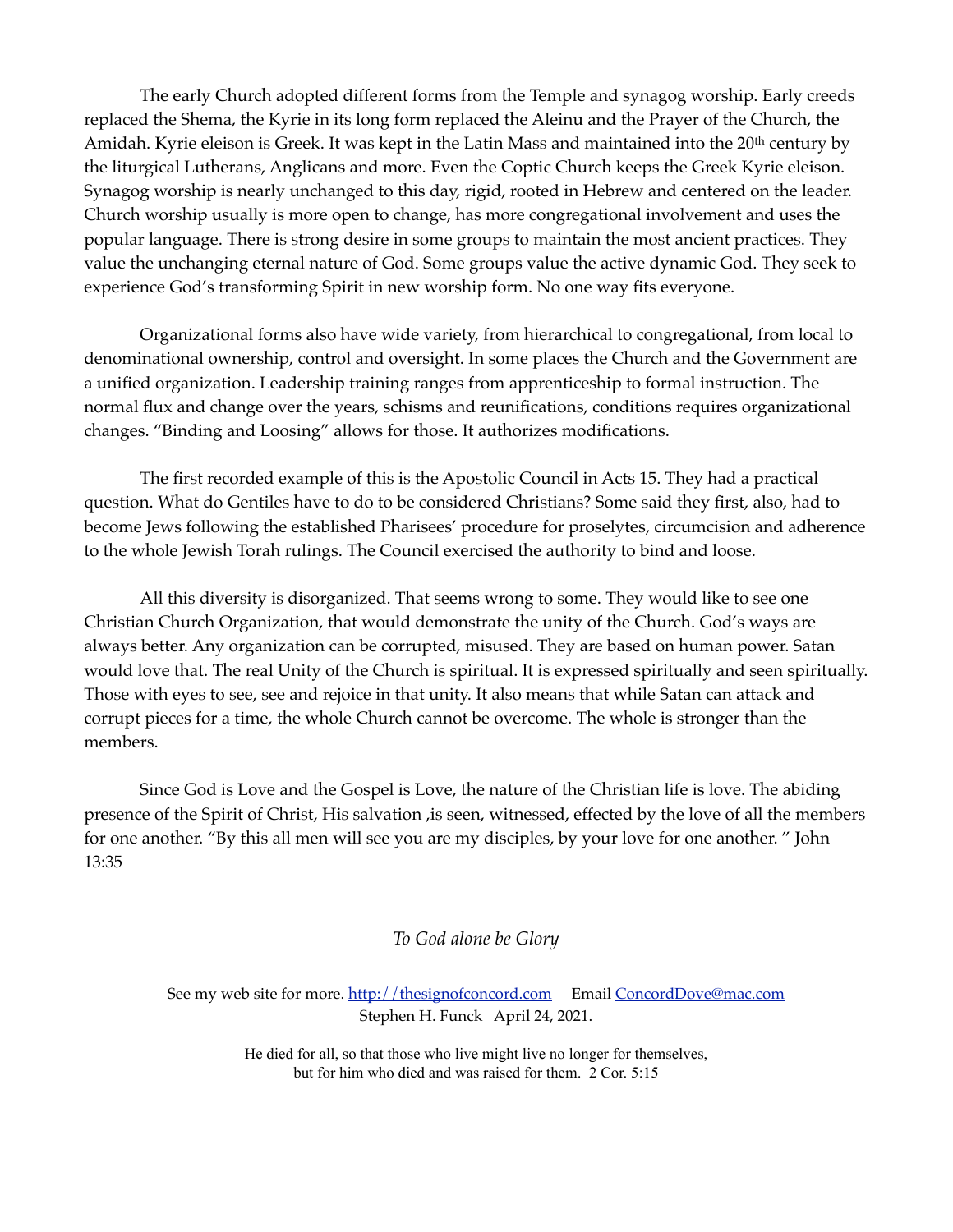The early Church adopted different forms from the Temple and synagog worship. Early creeds replaced the Shema, the Kyrie in its long form replaced the Aleinu and the Prayer of the Church, the Amidah. Kyrie eleison is Greek. It was kept in the Latin Mass and maintained into the 20th century by the liturgical Lutherans, Anglicans and more. Even the Coptic Church keeps the Greek Kyrie eleison. Synagog worship is nearly unchanged to this day, rigid, rooted in Hebrew and centered on the leader. Church worship usually is more open to change, has more congregational involvement and uses the popular language. There is strong desire in some groups to maintain the most ancient practices. They value the unchanging eternal nature of God. Some groups value the active dynamic God. They seek to experience God's transforming Spirit in new worship form. No one way fits everyone.

Organizational forms also have wide variety, from hierarchical to congregational, from local to denominational ownership, control and oversight. In some places the Church and the Government are a unified organization. Leadership training ranges from apprenticeship to formal instruction. The normal flux and change over the years, schisms and reunifications, conditions requires organizational changes. "Binding and Loosing" allows for those. It authorizes modifications.

The first recorded example of this is the Apostolic Council in Acts 15. They had a practical question. What do Gentiles have to do to be considered Christians? Some said they first, also, had to become Jews following the established Pharisees' procedure for proselytes, circumcision and adherence to the whole Jewish Torah rulings. The Council exercised the authority to bind and loose.

All this diversity is disorganized. That seems wrong to some. They would like to see one Christian Church Organization, that would demonstrate the unity of the Church. God's ways are always better. Any organization can be corrupted, misused. They are based on human power. Satan would love that. The real Unity of the Church is spiritual. It is expressed spiritually and seen spiritually. Those with eyes to see, see and rejoice in that unity. It also means that while Satan can attack and corrupt pieces for a time, the whole Church cannot be overcome. The whole is stronger than the members.

Since God is Love and the Gospel is Love, the nature of the Christian life is love. The abiding presence of the Spirit of Christ, His salvation ,is seen, witnessed, effected by the love of all the members for one another. "By this all men will see you are my disciples, by your love for one another. " John 13:35

*To God alone be Glory*

See my web site for more. [http://thesignofconcord.com](http://thesignofconcord.com) Email [ConcordDove@mac.com](mailto:ConcordDove@mac.com)
Stephen H. Funck April 24, 2021.

He died for all, so that those who live might live no longer for themselves,
but for him who died and was raised for them. 2 Cor. 5:15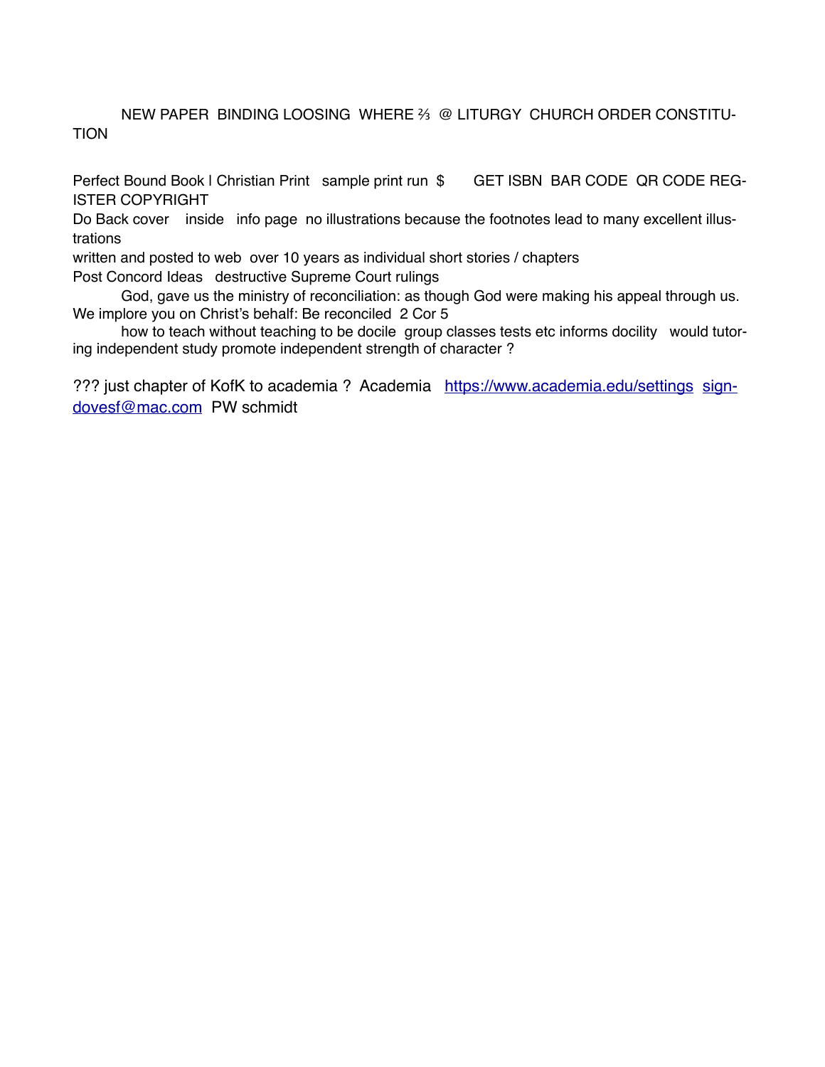NEW PAPER BINDING LOOSING WHERE ⅔ @ LITURGY CHURCH ORDER CONSTITUTION

Perfect Bound Book | Christian Print sample print run $ GET ISBN BAR CODE QR CODE REGISTER COPYRIGHT

Do Back cover inside info page no illustrations because the footnotes lead to many excellent illustrations

written and posted to web over 10 years as individual short stories / chapters

Post Concord Ideas destructive Supreme Court rulings

God, gave us the ministry of reconciliation: as though God were making his appeal through us. We implore you on Christ's behalf: Be reconciled 2 Cor 5

how to teach without teaching to be docile group classes tests etc informs docility would tutoring independent study promote independent strength of character ?

??? just chapter of KofK to academia ? Academia https://www.academia.edu/settings sign-dovesf@mac.com PW schmidt